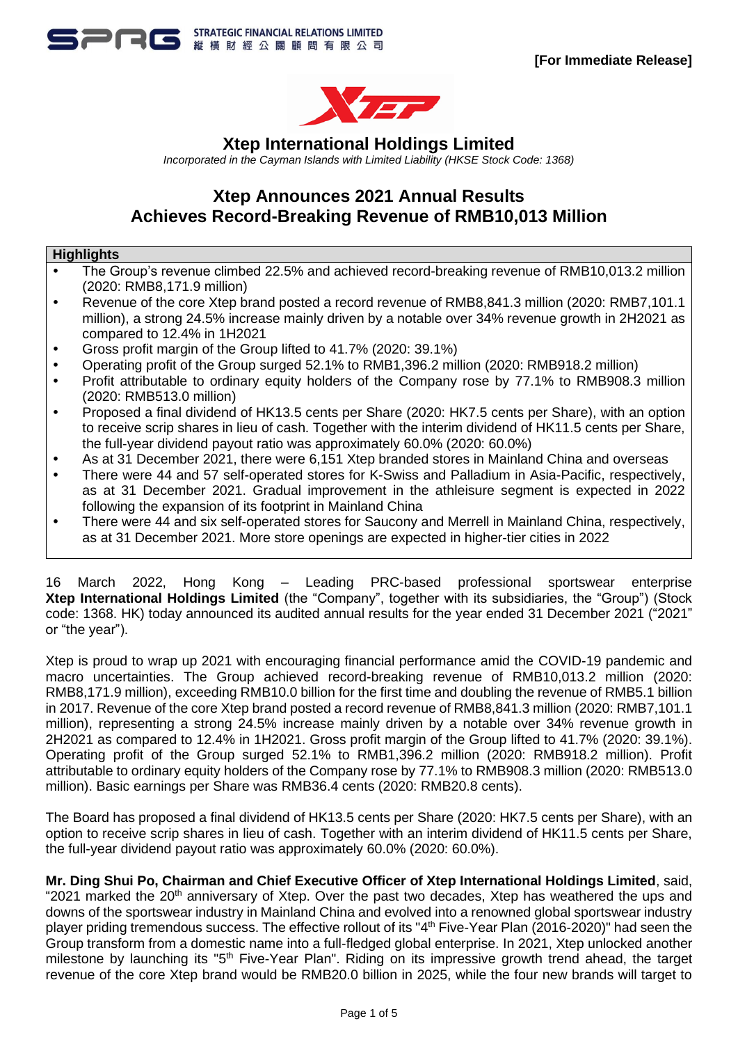STRATEGIC FINANCIAL RELATIONS LIMITED
縱橫財經公關顧問有限公司

**[For Immediate Release]**

# Xtep International Holdings Limited

*Incorporated in the Cayman Islands with Limited Liability (HKSE Stock Code: 1368)*

## Xtep Announces 2021 Annual Results
## Achieves Record-Breaking Revenue of RMB10,013 Million

**Highlights**

- The Group's revenue climbed 22.5% and achieved record-breaking revenue of RMB10,013.2 million (2020: RMB8,171.9 million)
- Revenue of the core Xtep brand posted a record revenue of RMB8,841.3 million (2020: RMB7,101.1 million), a strong 24.5% increase mainly driven by a notable over 34% revenue growth in 2H2021 as compared to 12.4% in 1H2021
- Gross profit margin of the Group lifted to 41.7% (2020: 39.1%)
- Operating profit of the Group surged 52.1% to RMB1,396.2 million (2020: RMB918.2 million)
- Profit attributable to ordinary equity holders of the Company rose by 77.1% to RMB908.3 million (2020: RMB513.0 million)
- Proposed a final dividend of HK13.5 cents per Share (2020: HK7.5 cents per Share), with an option to receive scrip shares in lieu of cash. Together with the interim dividend of HK11.5 cents per Share, the full-year dividend payout ratio was approximately 60.0% (2020: 60.0%)
- As at 31 December 2021, there were 6,151 Xtep branded stores in Mainland China and overseas
- There were 44 and 57 self-operated stores for K-Swiss and Palladium in Asia-Pacific, respectively, as at 31 December 2021. Gradual improvement in the athleisure segment is expected in 2022 following the expansion of its footprint in Mainland China
- There were 44 and six self-operated stores for Saucony and Merrell in Mainland China, respectively, as at 31 December 2021. More store openings are expected in higher-tier cities in 2022

16 March 2022, Hong Kong – Leading PRC-based professional sportswear enterprise **Xtep International Holdings Limited** (the "Company", together with its subsidiaries, the "Group") (Stock code: 1368. HK) today announced its audited annual results for the year ended 31 December 2021 ("2021" or "the year").

Xtep is proud to wrap up 2021 with encouraging financial performance amid the COVID-19 pandemic and macro uncertainties. The Group achieved record-breaking revenue of RMB10,013.2 million (2020: RMB8,171.9 million), exceeding RMB10.0 billion for the first time and doubling the revenue of RMB5.1 billion in 2017. Revenue of the core Xtep brand posted a record revenue of RMB8,841.3 million (2020: RMB7,101.1 million), representing a strong 24.5% increase mainly driven by a notable over 34% revenue growth in 2H2021 as compared to 12.4% in 1H2021. Gross profit margin of the Group lifted to 41.7% (2020: 39.1%). Operating profit of the Group surged 52.1% to RMB1,396.2 million (2020: RMB918.2 million). Profit attributable to ordinary equity holders of the Company rose by 77.1% to RMB908.3 million (2020: RMB513.0 million). Basic earnings per Share was RMB36.4 cents (2020: RMB20.8 cents).

The Board has proposed a final dividend of HK13.5 cents per Share (2020: HK7.5 cents per Share), with an option to receive scrip shares in lieu of cash. Together with an interim dividend of HK11.5 cents per Share, the full-year dividend payout ratio was approximately 60.0% (2020: 60.0%).

**Mr. Ding Shui Po, Chairman and Chief Executive Officer of Xtep International Holdings Limited**, said, "2021 marked the 20th anniversary of Xtep. Over the past two decades, Xtep has weathered the ups and downs of the sportswear industry in Mainland China and evolved into a renowned global sportswear industry player priding tremendous success. The effective rollout of its "4th Five-Year Plan (2016-2020)" had seen the Group transform from a domestic name into a full-fledged global enterprise. In 2021, Xtep unlocked another milestone by launching its "5th Five-Year Plan". Riding on its impressive growth trend ahead, the target revenue of the core Xtep brand would be RMB20.0 billion in 2025, while the four new brands will target to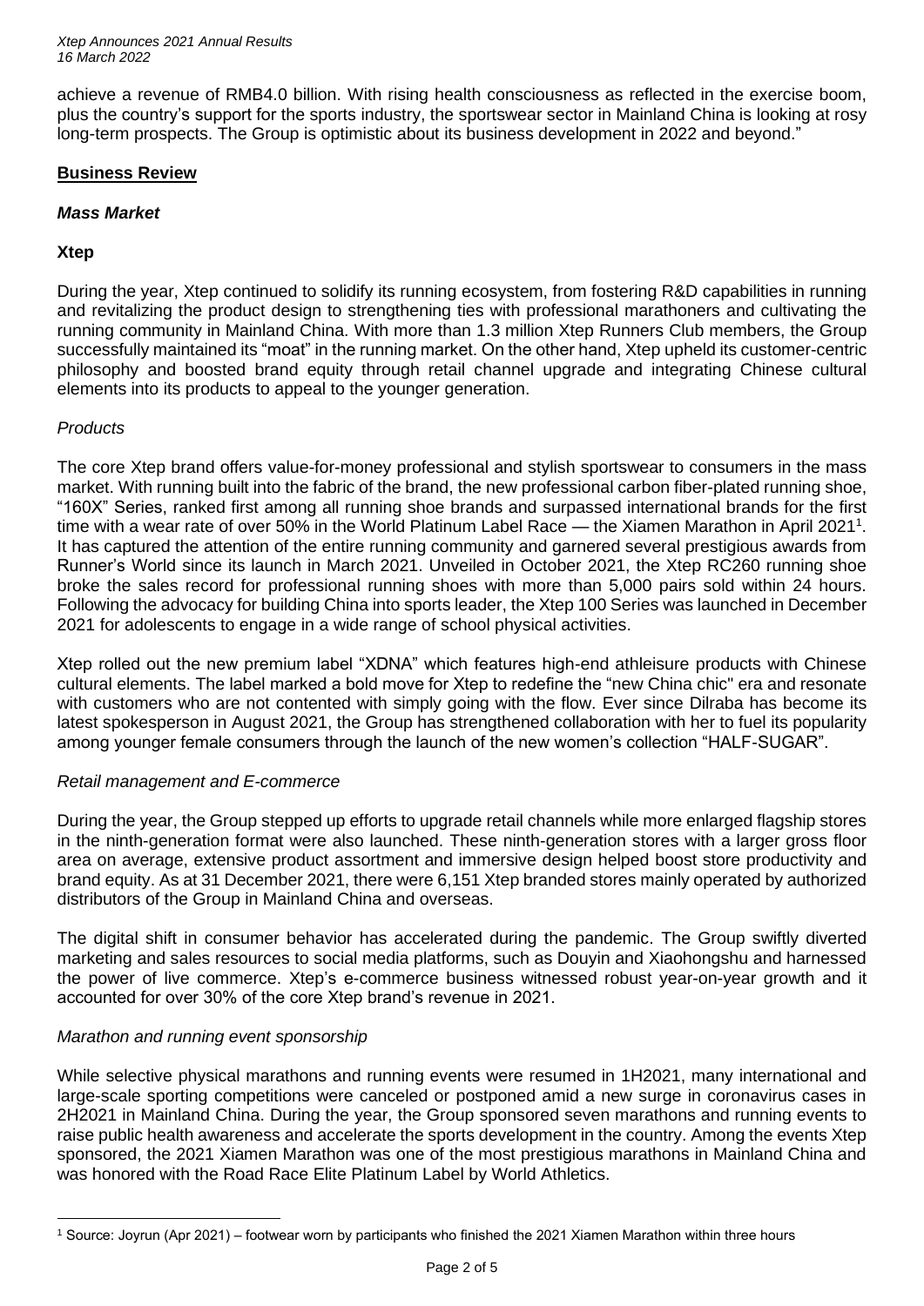achieve a revenue of RMB4.0 billion. With rising health consciousness as reflected in the exercise boom, plus the country's support for the sports industry, the sportswear sector in Mainland China is looking at rosy long-term prospects. The Group is optimistic about its business development in 2022 and beyond."

## Business Review

### *Mass Market*

#### Xtep

During the year, Xtep continued to solidify its running ecosystem, from fostering R&D capabilities in running and revitalizing the product design to strengthening ties with professional marathoners and cultivating the running community in Mainland China. With more than 1.3 million Xtep Runners Club members, the Group successfully maintained its "moat" in the running market. On the other hand, Xtep upheld its customer-centric philosophy and boosted brand equity through retail channel upgrade and integrating Chinese cultural elements into its products to appeal to the younger generation.

*Products*

The core Xtep brand offers value-for-money professional and stylish sportswear to consumers in the mass market. With running built into the fabric of the brand, the new professional carbon fiber-plated running shoe, "160X" Series, ranked first among all running shoe brands and surpassed international brands for the first time with a wear rate of over 50% in the World Platinum Label Race — the Xiamen Marathon in April 2021[1]. It has captured the attention of the entire running community and garnered several prestigious awards from Runner's World since its launch in March 2021. Unveiled in October 2021, the Xtep RC260 running shoe broke the sales record for professional running shoes with more than 5,000 pairs sold within 24 hours. Following the advocacy for building China into sports leader, the Xtep 100 Series was launched in December 2021 for adolescents to engage in a wide range of school physical activities.

Xtep rolled out the new premium label "XDNA" which features high-end athleisure products with Chinese cultural elements. The label marked a bold move for Xtep to redefine the "new China chic" era and resonate with customers who are not contented with simply going with the flow. Ever since Dilraba has become its latest spokesperson in August 2021, the Group has strengthened collaboration with her to fuel its popularity among younger female consumers through the launch of the new women's collection "HALF-SUGAR".

*Retail management and E-commerce*

During the year, the Group stepped up efforts to upgrade retail channels while more enlarged flagship stores in the ninth-generation format were also launched. These ninth-generation stores with a larger gross floor area on average, extensive product assortment and immersive design helped boost store productivity and brand equity. As at 31 December 2021, there were 6,151 Xtep branded stores mainly operated by authorized distributors of the Group in Mainland China and overseas.

The digital shift in consumer behavior has accelerated during the pandemic. The Group swiftly diverted marketing and sales resources to social media platforms, such as Douyin and Xiaohongshu and harnessed the power of live commerce. Xtep's e-commerce business witnessed robust year-on-year growth and it accounted for over 30% of the core Xtep brand's revenue in 2021.

*Marathon and running event sponsorship*

While selective physical marathons and running events were resumed in 1H2021, many international and large-scale sporting competitions were canceled or postponed amid a new surge in coronavirus cases in 2H2021 in Mainland China. During the year, the Group sponsored seven marathons and running events to raise public health awareness and accelerate the sports development in the country. Among the events Xtep sponsored, the 2021 Xiamen Marathon was one of the most prestigious marathons in Mainland China and was honored with the Road Race Elite Platinum Label by World Athletics.

[1] Source: Joyrun (Apr 2021) – footwear worn by participants who finished the 2021 Xiamen Marathon within three hours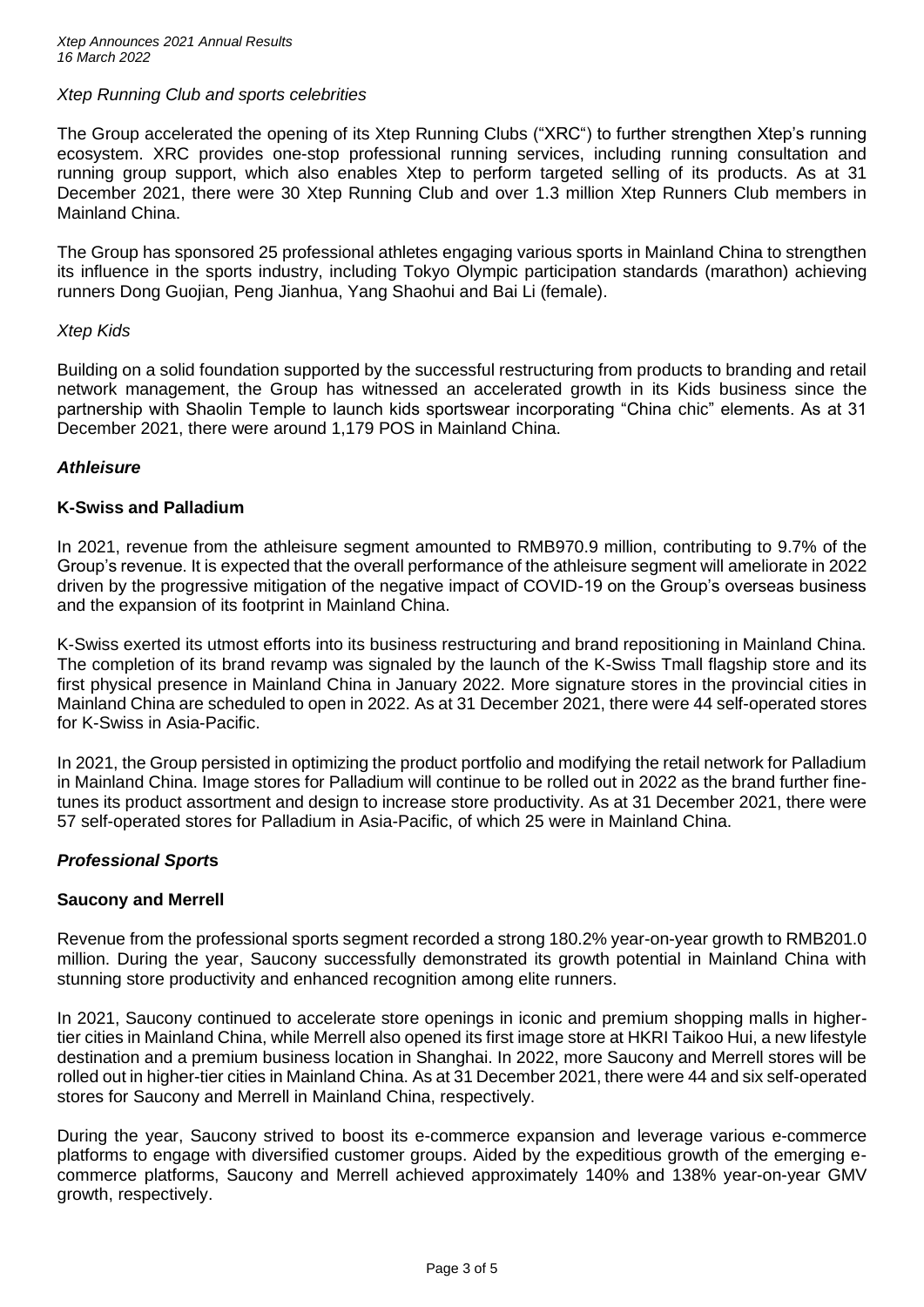*Xtep Running Club and sports celebrities*

The Group accelerated the opening of its Xtep Running Clubs ("XRC") to further strengthen Xtep's running ecosystem. XRC provides one-stop professional running services, including running consultation and running group support, which also enables Xtep to perform targeted selling of its products. As at 31 December 2021, there were 30 Xtep Running Club and over 1.3 million Xtep Runners Club members in Mainland China.

The Group has sponsored 25 professional athletes engaging various sports in Mainland China to strengthen its influence in the sports industry, including Tokyo Olympic participation standards (marathon) achieving runners Dong Guojian, Peng Jianhua, Yang Shaohui and Bai Li (female).

*Xtep Kids*

Building on a solid foundation supported by the successful restructuring from products to branding and retail network management, the Group has witnessed an accelerated growth in its Kids business since the partnership with Shaolin Temple to launch kids sportswear incorporating "China chic" elements. As at 31 December 2021, there were around 1,179 POS in Mainland China.

***Athleisure***

**K-Swiss and Palladium**

In 2021, revenue from the athleisure segment amounted to RMB970.9 million, contributing to 9.7% of the Group's revenue. It is expected that the overall performance of the athleisure segment will ameliorate in 2022 driven by the progressive mitigation of the negative impact of COVID-19 on the Group's overseas business and the expansion of its footprint in Mainland China.

K-Swiss exerted its utmost efforts into its business restructuring and brand repositioning in Mainland China. The completion of its brand revamp was signaled by the launch of the K-Swiss Tmall flagship store and its first physical presence in Mainland China in January 2022. More signature stores in the provincial cities in Mainland China are scheduled to open in 2022. As at 31 December 2021, there were 44 self-operated stores for K-Swiss in Asia-Pacific.

In 2021, the Group persisted in optimizing the product portfolio and modifying the retail network for Palladium in Mainland China. Image stores for Palladium will continue to be rolled out in 2022 as the brand further fine-tunes its product assortment and design to increase store productivity. As at 31 December 2021, there were 57 self-operated stores for Palladium in Asia-Pacific, of which 25 were in Mainland China.

***Professional Sports***

**Saucony and Merrell**

Revenue from the professional sports segment recorded a strong 180.2% year-on-year growth to RMB201.0 million. During the year, Saucony successfully demonstrated its growth potential in Mainland China with stunning store productivity and enhanced recognition among elite runners.

In 2021, Saucony continued to accelerate store openings in iconic and premium shopping malls in higher-tier cities in Mainland China, while Merrell also opened its first image store at HKRI Taikoo Hui, a new lifestyle destination and a premium business location in Shanghai. In 2022, more Saucony and Merrell stores will be rolled out in higher-tier cities in Mainland China. As at 31 December 2021, there were 44 and six self-operated stores for Saucony and Merrell in Mainland China, respectively.

During the year, Saucony strived to boost its e-commerce expansion and leverage various e-commerce platforms to engage with diversified customer groups. Aided by the expeditious growth of the emerging e-commerce platforms, Saucony and Merrell achieved approximately 140% and 138% year-on-year GMV growth, respectively.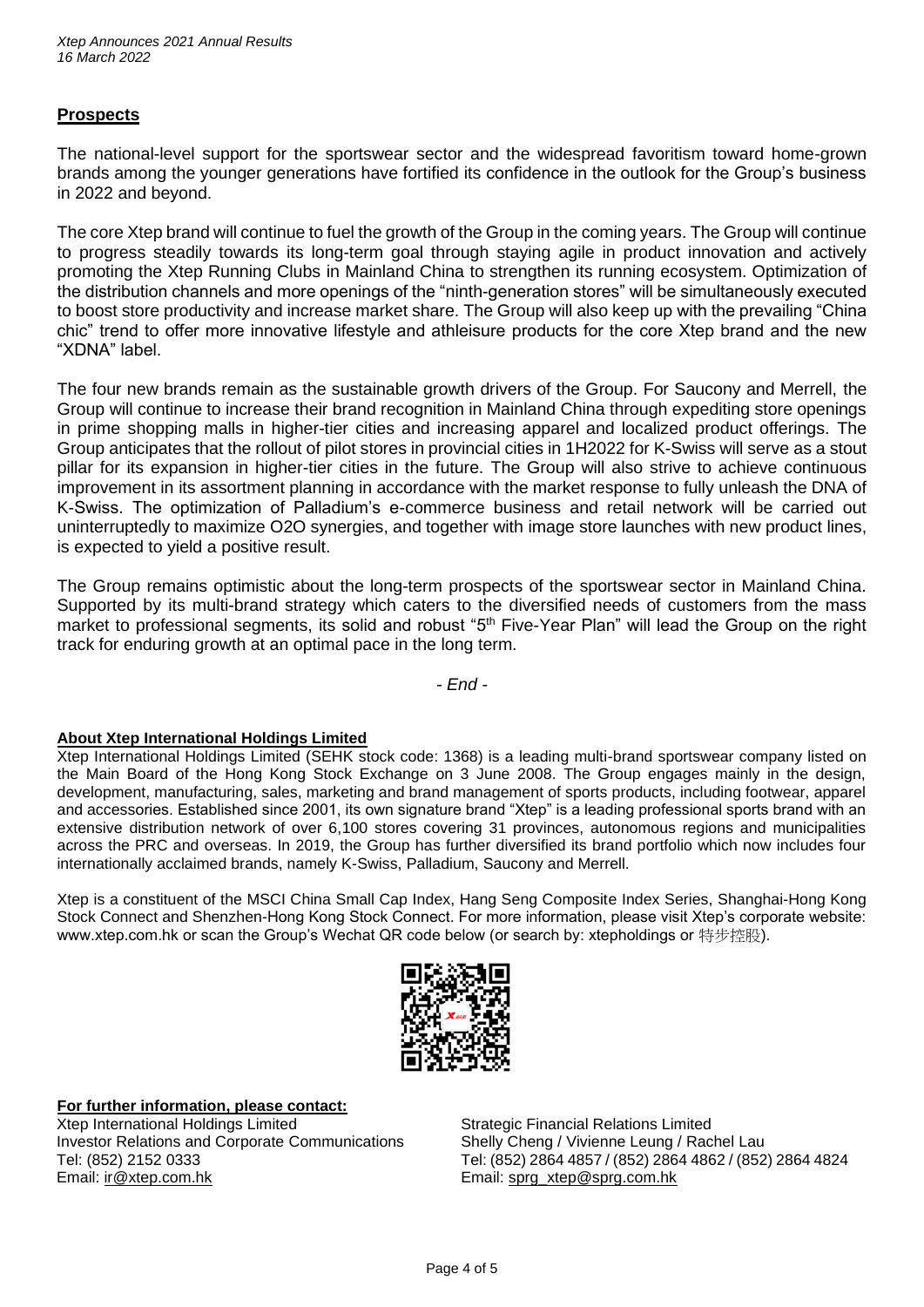## Prospects

The national-level support for the sportswear sector and the widespread favoritism toward home-grown brands among the younger generations have fortified its confidence in the outlook for the Group's business in 2022 and beyond.

The core Xtep brand will continue to fuel the growth of the Group in the coming years. The Group will continue to progress steadily towards its long-term goal through staying agile in product innovation and actively promoting the Xtep Running Clubs in Mainland China to strengthen its running ecosystem. Optimization of the distribution channels and more openings of the "ninth-generation stores" will be simultaneously executed to boost store productivity and increase market share. The Group will also keep up with the prevailing "China chic" trend to offer more innovative lifestyle and athleisure products for the core Xtep brand and the new "XDNA" label.

The four new brands remain as the sustainable growth drivers of the Group. For Saucony and Merrell, the Group will continue to increase their brand recognition in Mainland China through expediting store openings in prime shopping malls in higher-tier cities and increasing apparel and localized product offerings. The Group anticipates that the rollout of pilot stores in provincial cities in 1H2022 for K-Swiss will serve as a stout pillar for its expansion in higher-tier cities in the future. The Group will also strive to achieve continuous improvement in its assortment planning in accordance with the market response to fully unleash the DNA of K-Swiss. The optimization of Palladium's e-commerce business and retail network will be carried out uninterruptedly to maximize O2O synergies, and together with image store launches with new product lines, is expected to yield a positive result.

The Group remains optimistic about the long-term prospects of the sportswear sector in Mainland China. Supported by its multi-brand strategy which caters to the diversified needs of customers from the mass market to professional segments, its solid and robust "5th Five-Year Plan" will lead the Group on the right track for enduring growth at an optimal pace in the long term.

*- End -*

**About Xtep International Holdings Limited**

Xtep International Holdings Limited (SEHK stock code: 1368) is a leading multi-brand sportswear company listed on the Main Board of the Hong Kong Stock Exchange on 3 June 2008. The Group engages mainly in the design, development, manufacturing, sales, marketing and brand management of sports products, including footwear, apparel and accessories. Established since 2001, its own signature brand "Xtep" is a leading professional sports brand with an extensive distribution network of over 6,100 stores covering 31 provinces, autonomous regions and municipalities across the PRC and overseas. In 2019, the Group has further diversified its brand portfolio which now includes four internationally acclaimed brands, namely K-Swiss, Palladium, Saucony and Merrell.

Xtep is a constituent of the MSCI China Small Cap Index, Hang Seng Composite Index Series, Shanghai-Hong Kong Stock Connect and Shenzhen-Hong Kong Stock Connect. For more information, please visit Xtep's corporate website: www.xtep.com.hk or scan the Group's Wechat QR code below (or search by: xtepholdings or 特步控股).

**For further information, please contact:**

Xtep International Holdings Limited
Investor Relations and Corporate Communications
Tel: (852) 2152 0333
Email: ir@xtep.com.hk

Strategic Financial Relations Limited
Shelly Cheng / Vivienne Leung / Rachel Lau
Tel: (852) 2864 4857 / (852) 2864 4862 / (852) 2864 4824
Email: sprg_xtep@sprg.com.hk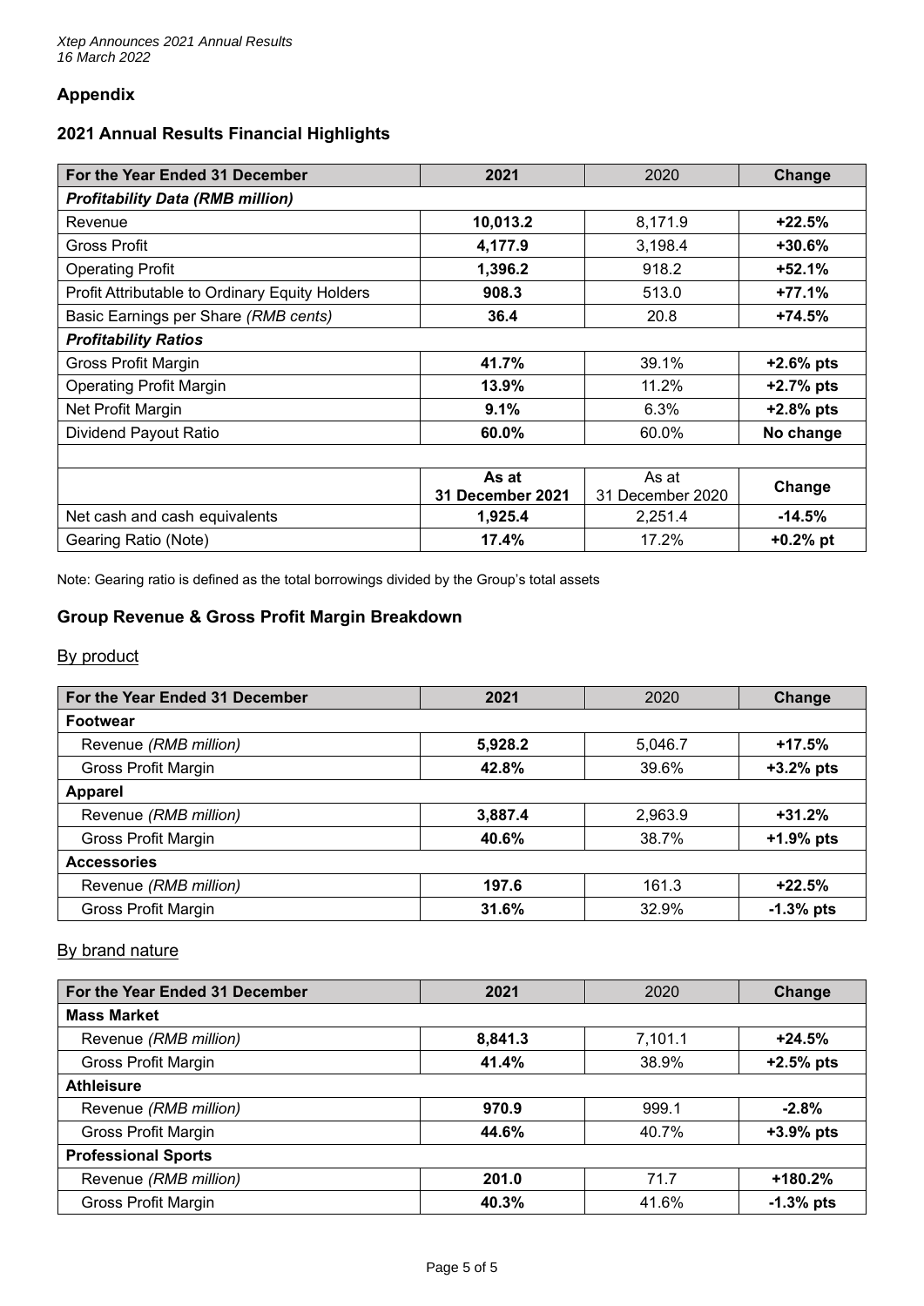## Appendix

## 2021 Annual Results Financial Highlights

| For the Year Ended 31 December | 2021 | 2020 | Change |
|---|---|---|---|
| ***Profitability Data (RMB million)*** | | | |
| Revenue | **10,013.2** | 8,171.9 | **+22.5%** |
| Gross Profit | **4,177.9** | 3,198.4 | **+30.6%** |
| Operating Profit | **1,396.2** | 918.2 | **+52.1%** |
| Profit Attributable to Ordinary Equity Holders | **908.3** | 513.0 | **+77.1%** |
| Basic Earnings per Share *(RMB cents)* | **36.4** | 20.8 | **+74.5%** |
| ***Profitability Ratios*** | | | |
| Gross Profit Margin | **41.7%** | 39.1% | **+2.6% pts** |
| Operating Profit Margin | **13.9%** | 11.2% | **+2.7% pts** |
| Net Profit Margin | **9.1%** | 6.3% | **+2.8% pts** |
| Dividend Payout Ratio | **60.0%** | 60.0% | **No change** |
| | | | |
| | **As at 31 December 2021** | As at 31 December 2020 | **Change** |
| Net cash and cash equivalents | **1,925.4** | 2,251.4 | **-14.5%** |
| Gearing Ratio (Note) | **17.4%** | 17.2% | **+0.2% pt** |

Note: Gearing ratio is defined as the total borrowings divided by the Group's total assets

## Group Revenue & Gross Profit Margin Breakdown

By product

| For the Year Ended 31 December | 2021 | 2020 | Change |
|---|---|---|---|
| **Footwear** | | | |
| Revenue *(RMB million)* | **5,928.2** | 5,046.7 | **+17.5%** |
| Gross Profit Margin | **42.8%** | 39.6% | **+3.2% pts** |
| **Apparel** | | | |
| Revenue *(RMB million)* | **3,887.4** | 2,963.9 | **+31.2%** |
| Gross Profit Margin | **40.6%** | 38.7% | **+1.9% pts** |
| **Accessories** | | | |
| Revenue *(RMB million)* | **197.6** | 161.3 | **+22.5%** |
| Gross Profit Margin | **31.6%** | 32.9% | **-1.3% pts** |

By brand nature

| For the Year Ended 31 December | 2021 | 2020 | Change |
|---|---|---|---|
| **Mass Market** | | | |
| Revenue *(RMB million)* | **8,841.3** | 7,101.1 | **+24.5%** |
| Gross Profit Margin | **41.4%** | 38.9% | **+2.5% pts** |
| **Athleisure** | | | |
| Revenue *(RMB million)* | **970.9** | 999.1 | **-2.8%** |
| Gross Profit Margin | **44.6%** | 40.7% | **+3.9% pts** |
| **Professional Sports** | | | |
| Revenue *(RMB million)* | **201.0** | 71.7 | **+180.2%** |
| Gross Profit Margin | **40.3%** | 41.6% | **-1.3% pts** |